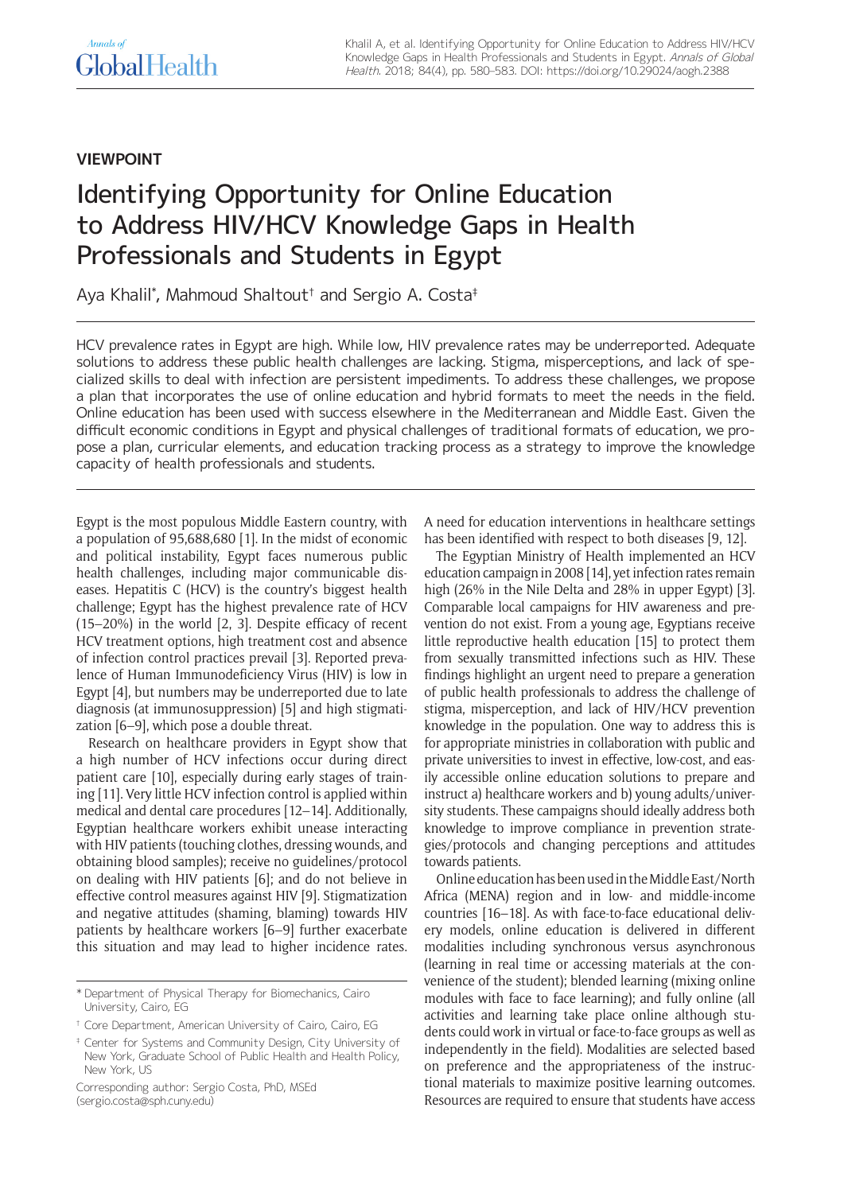VIEWPOINT

# Identifying Opportunity for Online Education to Address HIV/HCV Knowledge Gaps in Health Professionals and Students in Egypt

Aya Khalil[*], Mahmoud Shaltout[†] and Sergio A. Costa[‡]

HCV prevalence rates in Egypt are high. While low, HIV prevalence rates may be underreported. Adequate solutions to address these public health challenges are lacking. Stigma, misperceptions, and lack of specialized skills to deal with infection are persistent impediments. To address these challenges, we propose a plan that incorporates the use of online education and hybrid formats to meet the needs in the field. Online education has been used with success elsewhere in the Mediterranean and Middle East. Given the difficult economic conditions in Egypt and physical challenges of traditional formats of education, we propose a plan, curricular elements, and education tracking process as a strategy to improve the knowledge capacity of health professionals and students.

---

Egypt is the most populous Middle Eastern country, with a population of 95,688,680 [1]. In the midst of economic and political instability, Egypt faces numerous public health challenges, including major communicable diseases. Hepatitis C (HCV) is the country's biggest health challenge; Egypt has the highest prevalence rate of HCV (15–20%) in the world [2, 3]. Despite efficacy of recent HCV treatment options, high treatment cost and absence of infection control practices prevail [3]. Reported prevalence of Human Immunodeficiency Virus (HIV) is low in Egypt [4], but numbers may be underreported due to late diagnosis (at immunosuppression) [5] and high stigmatization [6–9], which pose a double threat.

Research on healthcare providers in Egypt show that a high number of HCV infections occur during direct patient care [10], especially during early stages of training [11]. Very little HCV infection control is applied within medical and dental care procedures [12–14]. Additionally, Egyptian healthcare workers exhibit unease interacting with HIV patients (touching clothes, dressing wounds, and obtaining blood samples); receive no guidelines/protocol on dealing with HIV patients [6]; and do not believe in effective control measures against HIV [9]. Stigmatization and negative attitudes (shaming, blaming) towards HIV patients by healthcare workers [6–9] further exacerbate this situation and may lead to higher incidence rates. A need for education interventions in healthcare settings has been identified with respect to both diseases [9, 12].

The Egyptian Ministry of Health implemented an HCV education campaign in 2008 [14], yet infection rates remain high (26% in the Nile Delta and 28% in upper Egypt) [3]. Comparable local campaigns for HIV awareness and prevention do not exist. From a young age, Egyptians receive little reproductive health education [15] to protect them from sexually transmitted infections such as HIV. These findings highlight an urgent need to prepare a generation of public health professionals to address the challenge of stigma, misperception, and lack of HIV/HCV prevention knowledge in the population. One way to address this is for appropriate ministries in collaboration with public and private universities to invest in effective, low-cost, and easily accessible online education solutions to prepare and instruct a) healthcare workers and b) young adults/university students. These campaigns should ideally address both knowledge to improve compliance in prevention strategies/protocols and changing perceptions and attitudes towards patients.

Online education has been used in the Middle East/North Africa (MENA) region and in low- and middle-income countries [16–18]. As with face-to-face educational delivery models, online education is delivered in different modalities including synchronous versus asynchronous (learning in real time or accessing materials at the convenience of the student); blended learning (mixing online modules with face to face learning); and fully online (all activities and learning take place online although students could work in virtual or face-to-face groups as well as independently in the field). Modalities are selected based on preference and the appropriateness of the instructional materials to maximize positive learning outcomes. Resources are required to ensure that students have access

---

[*] Department of Physical Therapy for Biomechanics, Cairo University, Cairo, EG

[†] Core Department, American University of Cairo, Cairo, EG

[‡] Center for Systems and Community Design, City University of New York, Graduate School of Public Health and Health Policy, New York, US

Corresponding author: Sergio Costa, PhD, MSEd (sergio.costa@sph.cuny.edu)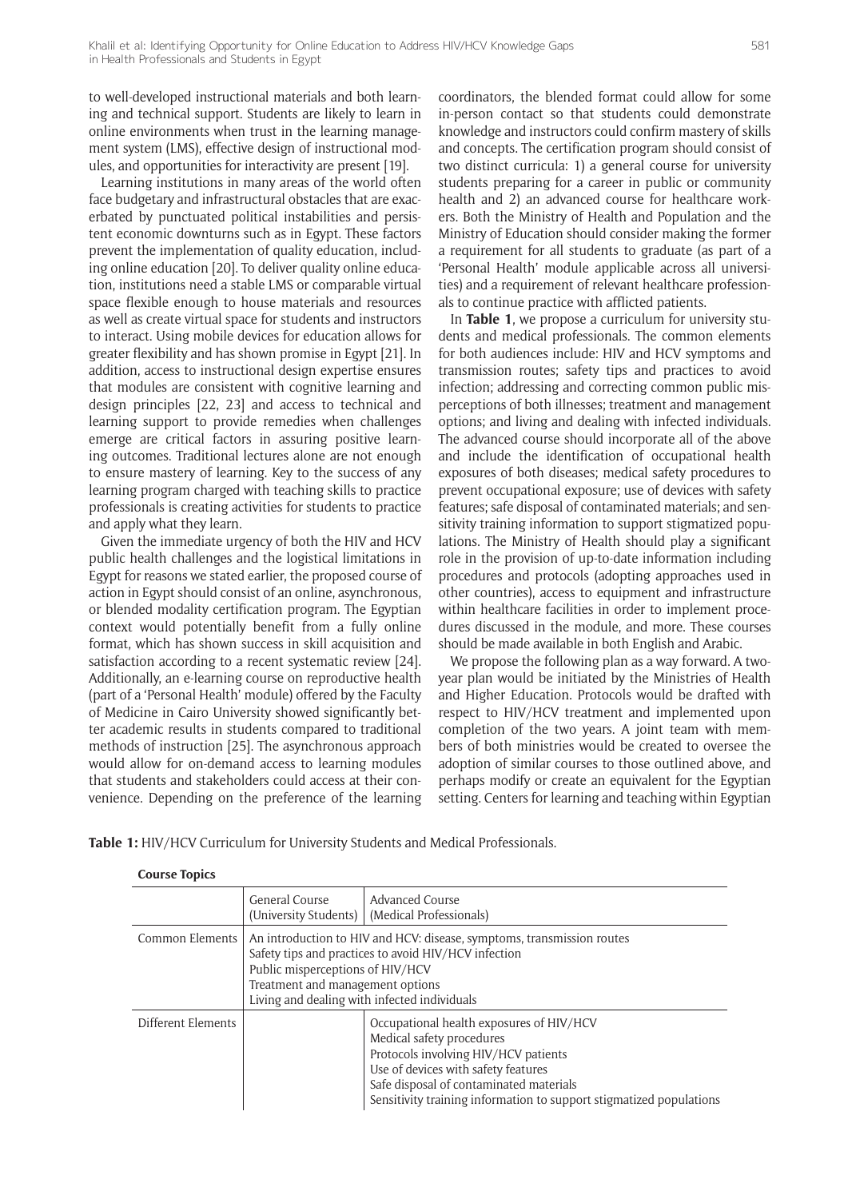to well-developed instructional materials and both learning and technical support. Students are likely to learn in online environments when trust in the learning management system (LMS), effective design of instructional modules, and opportunities for interactivity are present [19].

Learning institutions in many areas of the world often face budgetary and infrastructural obstacles that are exacerbated by punctuated political instabilities and persistent economic downturns such as in Egypt. These factors prevent the implementation of quality education, including online education [20]. To deliver quality online education, institutions need a stable LMS or comparable virtual space flexible enough to house materials and resources as well as create virtual space for students and instructors to interact. Using mobile devices for education allows for greater flexibility and has shown promise in Egypt [21]. In addition, access to instructional design expertise ensures that modules are consistent with cognitive learning and design principles [22, 23] and access to technical and learning support to provide remedies when challenges emerge are critical factors in assuring positive learning outcomes. Traditional lectures alone are not enough to ensure mastery of learning. Key to the success of any learning program charged with teaching skills to practice professionals is creating activities for students to practice and apply what they learn.

Given the immediate urgency of both the HIV and HCV public health challenges and the logistical limitations in Egypt for reasons we stated earlier, the proposed course of action in Egypt should consist of an online, asynchronous, or blended modality certification program. The Egyptian context would potentially benefit from a fully online format, which has shown success in skill acquisition and satisfaction according to a recent systematic review [24]. Additionally, an e-learning course on reproductive health (part of a 'Personal Health' module) offered by the Faculty of Medicine in Cairo University showed significantly better academic results in students compared to traditional methods of instruction [25]. The asynchronous approach would allow for on-demand access to learning modules that students and stakeholders could access at their convenience. Depending on the preference of the learning coordinators, the blended format could allow for some in-person contact so that students could demonstrate knowledge and instructors could confirm mastery of skills and concepts. The certification program should consist of two distinct curricula: 1) a general course for university students preparing for a career in public or community health and 2) an advanced course for healthcare workers. Both the Ministry of Health and Population and the Ministry of Education should consider making the former a requirement for all students to graduate (as part of a 'Personal Health' module applicable across all universities) and a requirement of relevant healthcare professionals to continue practice with afflicted patients.

In **Table 1**, we propose a curriculum for university students and medical professionals. The common elements for both audiences include: HIV and HCV symptoms and transmission routes; safety tips and practices to avoid infection; addressing and correcting common public misperceptions of both illnesses; treatment and management options; and living and dealing with infected individuals. The advanced course should incorporate all of the above and include the identification of occupational health exposures of both diseases; medical safety procedures to prevent occupational exposure; use of devices with safety features; safe disposal of contaminated materials; and sensitivity training information to support stigmatized populations. The Ministry of Health should play a significant role in the provision of up-to-date information including procedures and protocols (adopting approaches used in other countries), access to equipment and infrastructure within healthcare facilities in order to implement procedures discussed in the module, and more. These courses should be made available in both English and Arabic.

We propose the following plan as a way forward. A two-year plan would be initiated by the Ministries of Health and Higher Education. Protocols would be drafted with respect to HIV/HCV treatment and implemented upon completion of the two years. A joint team with members of both ministries would be created to oversee the adoption of similar courses to those outlined above, and perhaps modify or create an equivalent for the Egyptian setting. Centers for learning and teaching within Egyptian

**Table 1:** HIV/HCV Curriculum for University Students and Medical Professionals.

**Course Topics**

| | General Course (University Students) | Advanced Course (Medical Professionals) |
|---|---|---|
| Common Elements | An introduction to HIV and HCV: disease, symptoms, transmission routes<br>Safety tips and practices to avoid HIV/HCV infection<br>Public misperceptions of HIV/HCV<br>Treatment and management options<br>Living and dealing with infected individuals | |
| Different Elements | | Occupational health exposures of HIV/HCV<br>Medical safety procedures<br>Protocols involving HIV/HCV patients<br>Use of devices with safety features<br>Safe disposal of contaminated materials<br>Sensitivity training information to support stigmatized populations |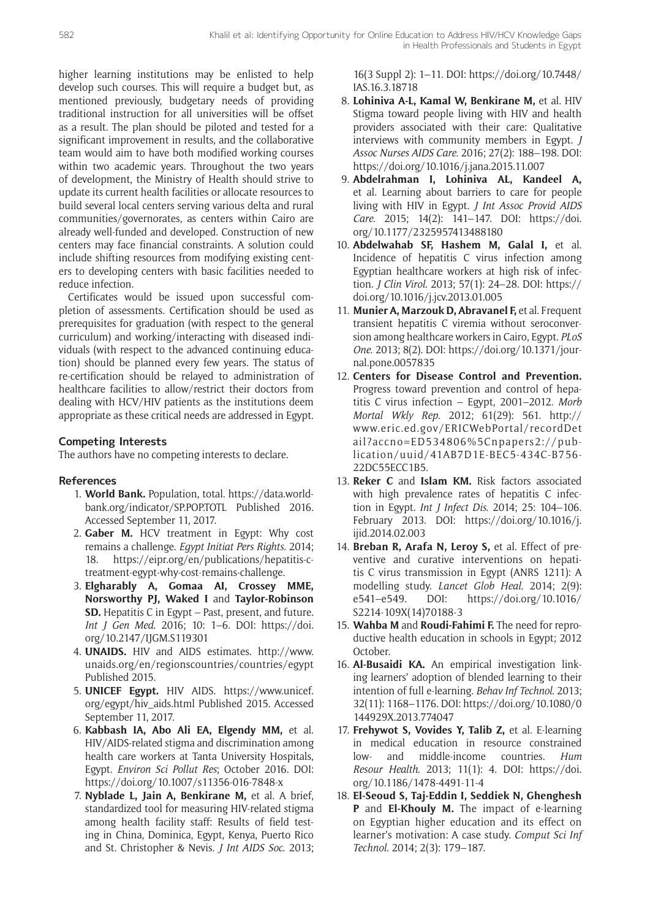higher learning institutions may be enlisted to help develop such courses. This will require a budget but, as mentioned previously, budgetary needs of providing traditional instruction for all universities will be offset as a result. The plan should be piloted and tested for a significant improvement in results, and the collaborative team would aim to have both modified working courses within two academic years. Throughout the two years of development, the Ministry of Health should strive to update its current health facilities or allocate resources to build several local centers serving various delta and rural communities/governorates, as centers within Cairo are already well-funded and developed. Construction of new centers may face financial constraints. A solution could include shifting resources from modifying existing centers to developing centers with basic facilities needed to reduce infection.

Certificates would be issued upon successful completion of assessments. Certification should be used as prerequisites for graduation (with respect to the general curriculum) and working/interacting with diseased individuals (with respect to the advanced continuing education) should be planned every few years. The status of re-certification should be relayed to administration of healthcare facilities to allow/restrict their doctors from dealing with HCV/HIV patients as the institutions deem appropriate as these critical needs are addressed in Egypt.

## Competing Interests

The authors have no competing interests to declare.

## References

1. **World Bank.** Population, total. https://data.worldbank.org/indicator/SP.POP.TOTL Published 2016. Accessed September 11, 2017.
2. **Gaber M.** HCV treatment in Egypt: Why cost remains a challenge. *Egypt Initiat Pers Rights*. 2014; 18. https://eipr.org/en/publications/hepatitis-c-treatment-egypt-why-cost-remains-challenge.
3. **Elgharably A, Gomaa AI, Crossey MME, Norsworthy PJ, Waked I** and **Taylor-Robinson SD.** Hepatitis C in Egypt – Past, present, and future. *Int J Gen Med*. 2016; 10: 1–6. DOI: https://doi.org/10.2147/IJGM.S119301
4. **UNAIDS.** HIV and AIDS estimates. http://www.unaids.org/en/regionscountries/countries/egypt Published 2015.
5. **UNICEF Egypt.** HIV AIDS. https://www.unicef.org/egypt/hiv_aids.html Published 2015. Accessed September 11, 2017.
6. **Kabbash IA, Abo Ali EA, Elgendy MM,** et al. HIV/AIDS-related stigma and discrimination among health care workers at Tanta University Hospitals, Egypt. *Environ Sci Pollut Res*; October 2016. DOI: https://doi.org/10.1007/s11356-016-7848-x
7. **Nyblade L, Jain A, Benkirane M,** et al. A brief, standardized tool for measuring HIV-related stigma among health facility staff: Results of field testing in China, Dominica, Egypt, Kenya, Puerto Rico and St. Christopher & Nevis. *J Int AIDS Soc*. 2013; 16(3 Suppl 2): 1–11. DOI: https://doi.org/10.7448/IAS.16.3.18718
8. **Lohiniva A-L, Kamal W, Benkirane M,** et al. HIV Stigma toward people living with HIV and health providers associated with their care: Qualitative interviews with community members in Egypt. *J Assoc Nurses AIDS Care*. 2016; 27(2): 188–198. DOI: https://doi.org/10.1016/j.jana.2015.11.007
9. **Abdelrahman I, Lohiniva AL, Kandeel A,** et al. Learning about barriers to care for people living with HIV in Egypt. *J Int Assoc Provid AIDS Care*. 2015; 14(2): 141–147. DOI: https://doi.org/10.1177/2325957413488180
10. **Abdelwahab SF, Hashem M, Galal I,** et al. Incidence of hepatitis C virus infection among Egyptian healthcare workers at high risk of infection. *J Clin Virol*. 2013; 57(1): 24–28. DOI: https://doi.org/10.1016/j.jcv.2013.01.005
11. **Munier A, Marzouk D, Abravanel F,** et al. Frequent transient hepatitis C viremia without seroconversion among healthcare workers in Cairo, Egypt. *PLoS One*. 2013; 8(2). DOI: https://doi.org/10.1371/journal.pone.0057835
12. **Centers for Disease Control and Prevention.** Progress toward prevention and control of hepatitis C virus infection – Egypt, 2001–2012. *Morb Mortal Wkly Rep*. 2012; 61(29): 561. http://www.eric.ed.gov/ERICWebPortal/recordDetail?accno=ED534806%5Cnpapers2://publication/uuid/41AB7D1E-BEC5-434C-B756-22DC55ECC1B5.
13. **Reker C** and **Islam KM.** Risk factors associated with high prevalence rates of hepatitis C infection in Egypt. *Int J Infect Dis*. 2014; 25: 104–106. February 2013. DOI: https://doi.org/10.1016/j.ijid.2014.02.003
14. **Breban R, Arafa N, Leroy S,** et al. Effect of preventive and curative interventions on hepatitis C virus transmission in Egypt (ANRS 1211): A modelling study. *Lancet Glob Heal*. 2014; 2(9): e541–e549. DOI: https://doi.org/10.1016/S2214-109X(14)70188-3
15. **Wahba M** and **Roudi-Fahimi F.** The need for reproductive health education in schools in Egypt; 2012 October.
16. **Al-Busaidi KA.** An empirical investigation linking learners' adoption of blended learning to their intention of full e-learning. *Behav Inf Technol*. 2013; 32(11): 1168–1176. DOI: https://doi.org/10.1080/0144929X.2013.774047
17. **Frehywot S, Vovides Y, Talib Z,** et al. E-learning in medical education in resource constrained low- and middle-income countries. *Hum Resour Health*. 2013; 11(1): 4. DOI: https://doi.org/10.1186/1478-4491-11-4
18. **El-Seoud S, Taj-Eddin I, Seddiek N, Ghenghesh P** and **El-Khouly M.** The impact of e-learning on Egyptian higher education and its effect on learner's motivation: A case study. *Comput Sci Inf Technol*. 2014; 2(3): 179–187.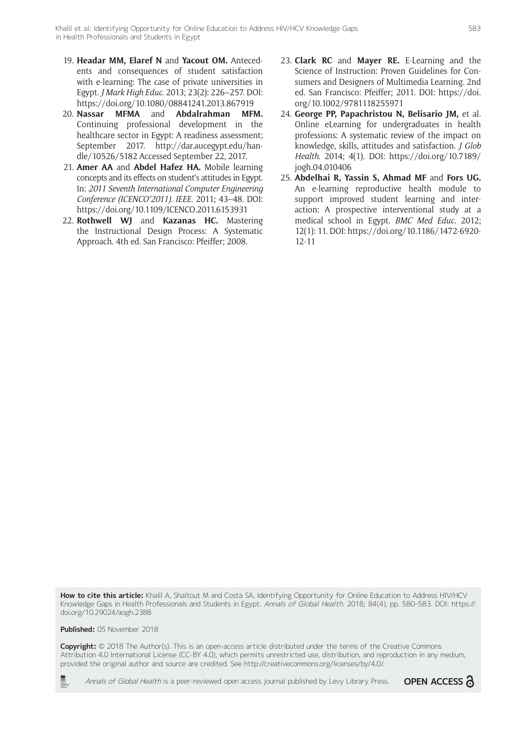19. **Headar MM, Elaref N** and **Yacout OM.** Antecedents and consequences of student satisfaction with e-learning: The case of private universities in Egypt. *J Mark High Educ*. 2013; 23(2): 226–257. DOI: https://doi.org/10.1080/08841241.2013.867919
20. **Nassar MFMA** and **Abdalrahman MFM.** Continuing professional development in the healthcare sector in Egypt: A readiness assessment; September 2017. http://dar.aucegypt.edu/handle/10526/5182 Accessed September 22, 2017.
21. **Amer AA** and **Abdel Hafez HA.** Mobile learning concepts and its effects on student's attitudes in Egypt. In: *2011 Seventh International Computer Engineering Conference (ICENCO'2011). IEEE*. 2011; 43–48. DOI: https://doi.org/10.1109/ICENCO.2011.6153931
22. **Rothwell WJ** and **Kazanas HC.** Mastering the Instructional Design Process: A Systematic Approach. 4th ed. San Francisco: Pfeiffer; 2008.
23. **Clark RC** and **Mayer RE.** E-Learning and the Science of Instruction: Proven Guidelines for Consumers and Designers of Multimedia Learning. 2nd ed. San Francisco: Pfeiffer; 2011. DOI: https://doi.org/10.1002/9781118255971
24. **George PP, Papachristou N, Belisario JM,** et al. Online eLearning for undergraduates in health professions: A systematic review of the impact on knowledge, skills, attitudes and satisfaction. *J Glob Health*. 2014; 4(1). DOI: https://doi.org/10.7189/jogh.04.010406
25. **Abdelhai R, Yassin S, Ahmad MF** and **Fors UG.** An e-learning reproductive health module to support improved student learning and interaction: A prospective interventional study at a medical school in Egypt. *BMC Med Educ*. 2012; 12(1): 11. DOI: https://doi.org/10.1186/1472-6920-12-11

**How to cite this article:** Khalil A, Shaltout M and Costa SA. Identifying Opportunity for Online Education to Address HIV/HCV Knowledge Gaps in Health Professionals and Students in Egypt. *Annals of Global Health*. 2018; 84(4), pp. 580–583. DOI: https://doi.org/10.29024/aogh.2388

**Published:** 05 November 2018

**Copyright:** © 2018 The Author(s). This is an open-access article distributed under the terms of the Creative Commons Attribution 4.0 International License (CC-BY 4.0), which permits unrestricted use, distribution, and reproduction in any medium, provided the original author and source are credited. See http://creativecommons.org/licenses/by/4.0/.

*Annals of Global Health* is a peer-reviewed open access journal published by Levy Library Press. **OPEN ACCESS**